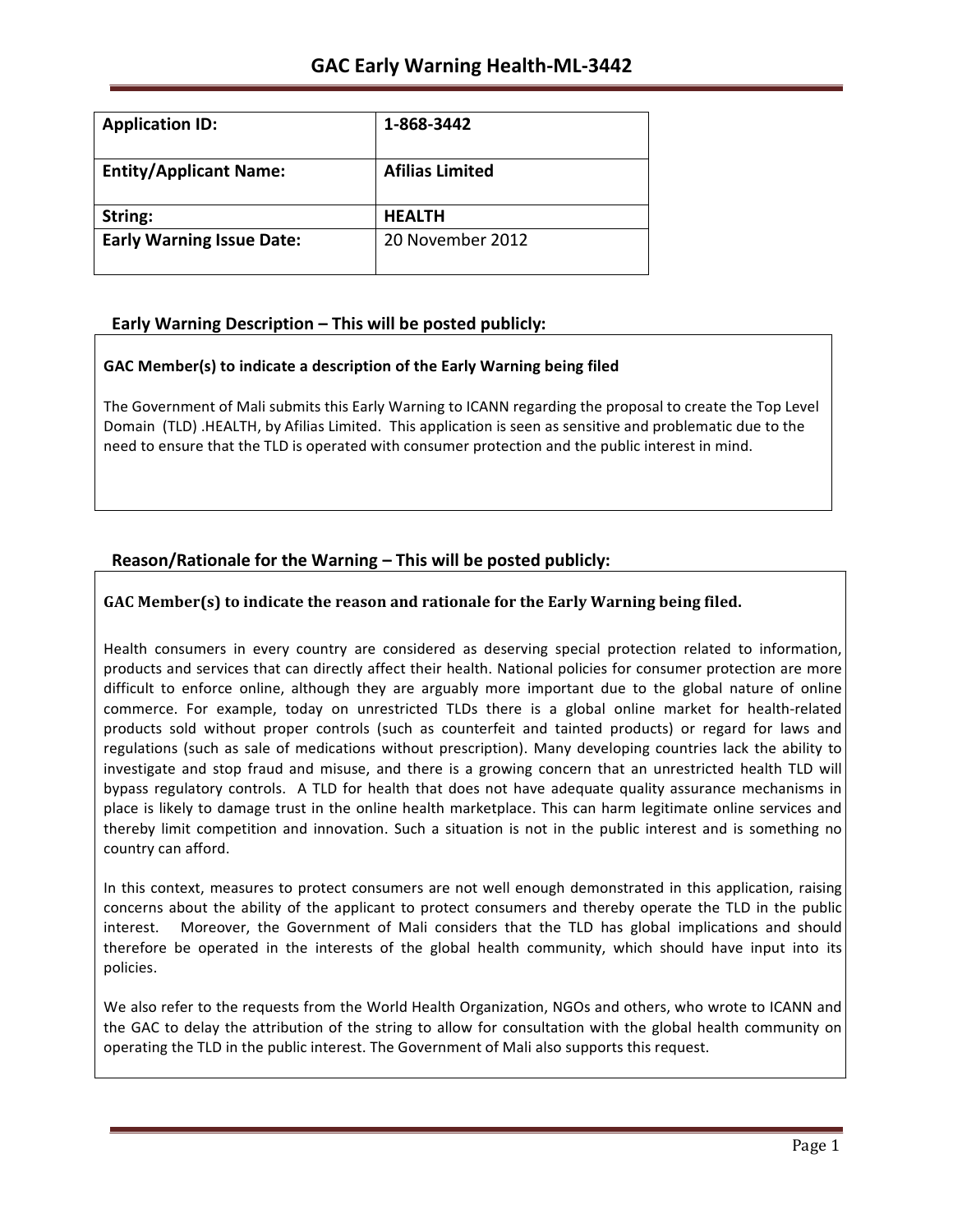# GAC Early Warning Health-ML-3442

| Application ID: | 1-868-3442 |
|---|---|
| **Entity/Applicant Name:** | **Afilias Limited** |
| **String:** | **HEALTH** |
| **Early Warning Issue Date:** | 20 November 2012 |

## Early Warning Description – This will be posted publicly:

**GAC Member(s) to indicate a description of the Early Warning being filed**

The Government of Mali submits this Early Warning to ICANN regarding the proposal to create the Top Level Domain (TLD) .HEALTH, by Afilias Limited. This application is seen as sensitive and problematic due to the need to ensure that the TLD is operated with consumer protection and the public interest in mind.

## Reason/Rationale for the Warning – This will be posted publicly:

**GAC Member(s) to indicate the reason and rationale for the Early Warning being filed.**

Health consumers in every country are considered as deserving special protection related to information, products and services that can directly affect their health. National policies for consumer protection are more difficult to enforce online, although they are arguably more important due to the global nature of online commerce. For example, today on unrestricted TLDs there is a global online market for health-related products sold without proper controls (such as counterfeit and tainted products) or regard for laws and regulations (such as sale of medications without prescription). Many developing countries lack the ability to investigate and stop fraud and misuse, and there is a growing concern that an unrestricted health TLD will bypass regulatory controls. A TLD for health that does not have adequate quality assurance mechanisms in place is likely to damage trust in the online health marketplace. This can harm legitimate online services and thereby limit competition and innovation. Such a situation is not in the public interest and is something no country can afford.

In this context, measures to protect consumers are not well enough demonstrated in this application, raising concerns about the ability of the applicant to protect consumers and thereby operate the TLD in the public interest. Moreover, the Government of Mali considers that the TLD has global implications and should therefore be operated in the interests of the global health community, which should have input into its policies.

We also refer to the requests from the World Health Organization, NGOs and others, who wrote to ICANN and the GAC to delay the attribution of the string to allow for consultation with the global health community on operating the TLD in the public interest. The Government of Mali also supports this request.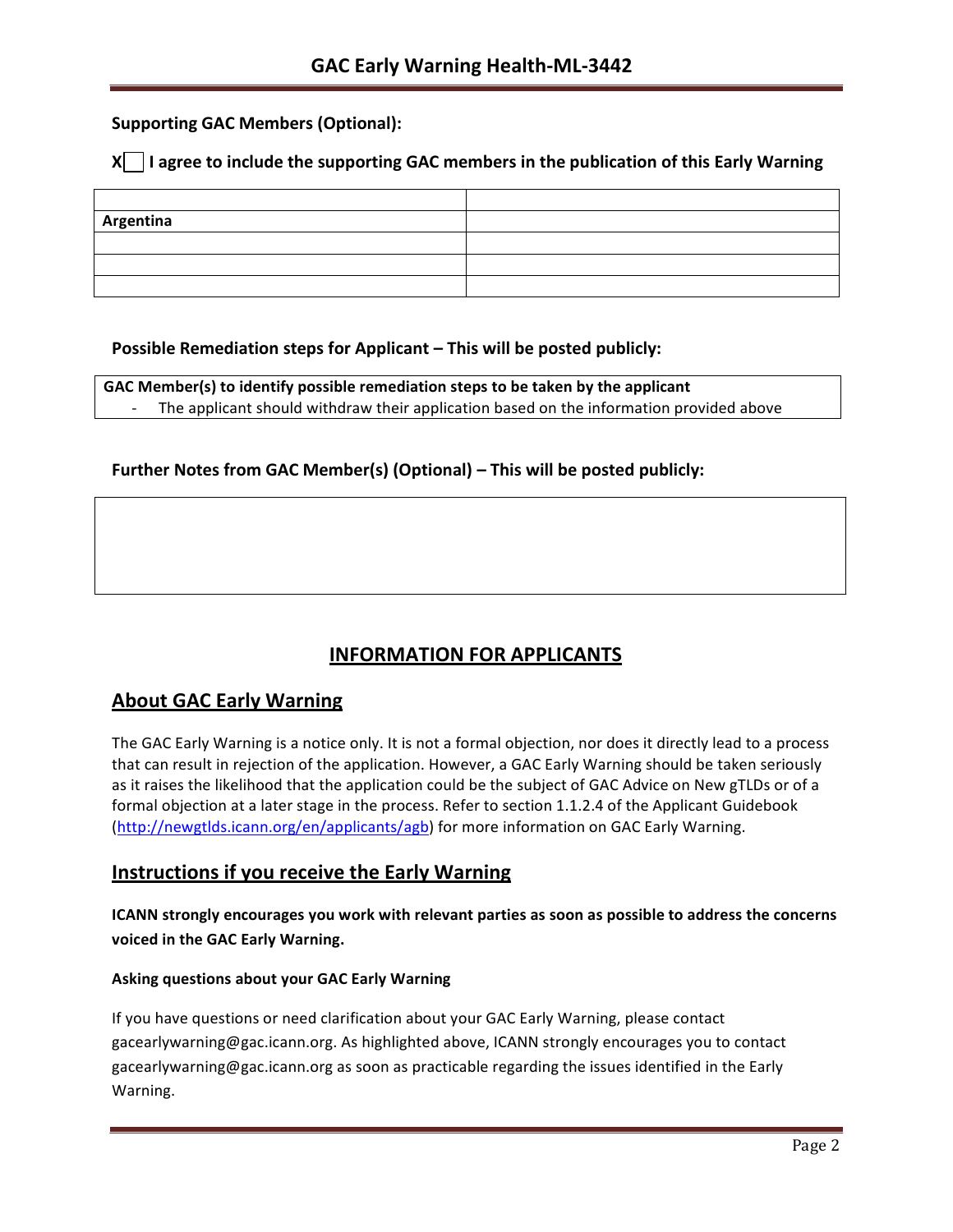**Supporting GAC Members (Optional):**

**X☐ I agree to include the supporting GAC members in the publication of this Early Warning**

| | |
|---|---|
| **Argentina** | |
| | |
| | |
| | |

**Possible Remediation steps for Applicant – This will be posted publicly:**

**GAC Member(s) to identify possible remediation steps to be taken by the applicant**

- The applicant should withdraw their application based on the information provided above

**Further Notes from GAC Member(s) (Optional) – This will be posted publicly:**

## INFORMATION FOR APPLICANTS

## About GAC Early Warning

The GAC Early Warning is a notice only. It is not a formal objection, nor does it directly lead to a process that can result in rejection of the application. However, a GAC Early Warning should be taken seriously as it raises the likelihood that the application could be the subject of GAC Advice on New gTLDs or of a formal objection at a later stage in the process. Refer to section 1.1.2.4 of the Applicant Guidebook (http://newgtlds.icann.org/en/applicants/agb) for more information on GAC Early Warning.

## Instructions if you receive the Early Warning

**ICANN strongly encourages you work with relevant parties as soon as possible to address the concerns voiced in the GAC Early Warning.**

**Asking questions about your GAC Early Warning**

If you have questions or need clarification about your GAC Early Warning, please contact gacearlywarning@gac.icann.org. As highlighted above, ICANN strongly encourages you to contact gacearlywarning@gac.icann.org as soon as practicable regarding the issues identified in the Early Warning.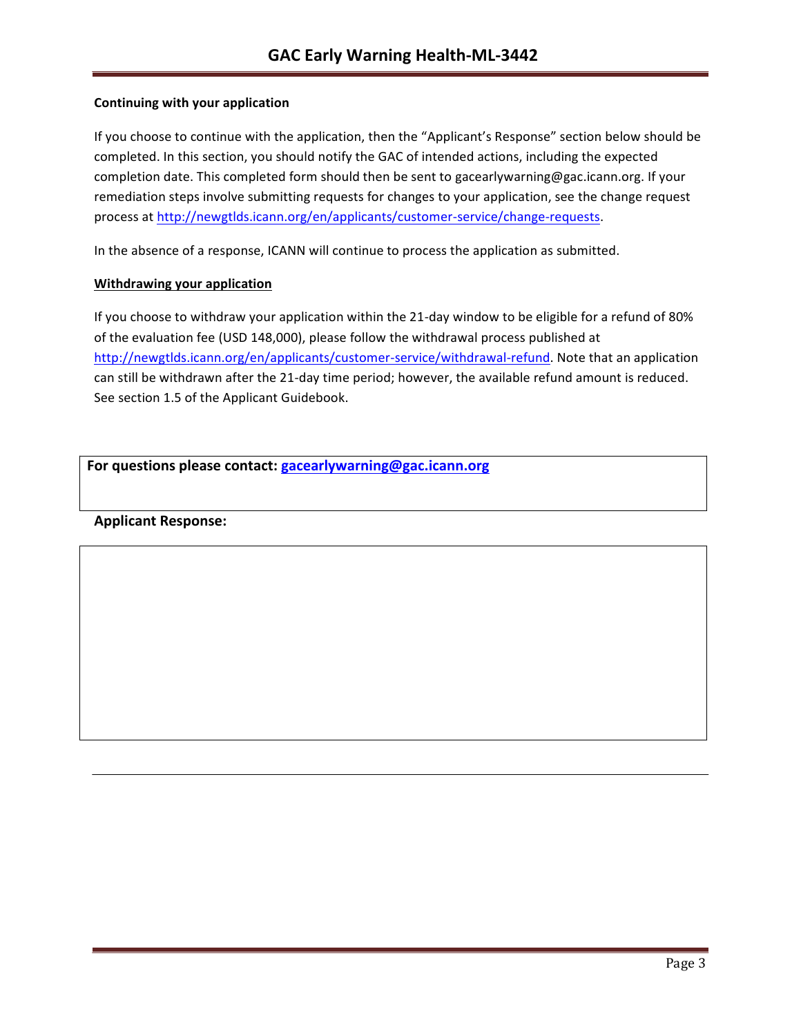**Continuing with your application**

If you choose to continue with the application, then the "Applicant's Response" section below should be completed. In this section, you should notify the GAC of intended actions, including the expected completion date. This completed form should then be sent to gacearlywarning@gac.icann.org. If your remediation steps involve submitting requests for changes to your application, see the change request process at http://newgtlds.icann.org/en/applicants/customer-service/change-requests.

In the absence of a response, ICANN will continue to process the application as submitted.

**Withdrawing your application**

If you choose to withdraw your application within the 21-day window to be eligible for a refund of 80% of the evaluation fee (USD 148,000), please follow the withdrawal process published at http://newgtlds.icann.org/en/applicants/customer-service/withdrawal-refund. Note that an application can still be withdrawn after the 21-day time period; however, the available refund amount is reduced. See section 1.5 of the Applicant Guidebook.

**For questions please contact: gacearlywarning@gac.icann.org**

**Applicant Response:**